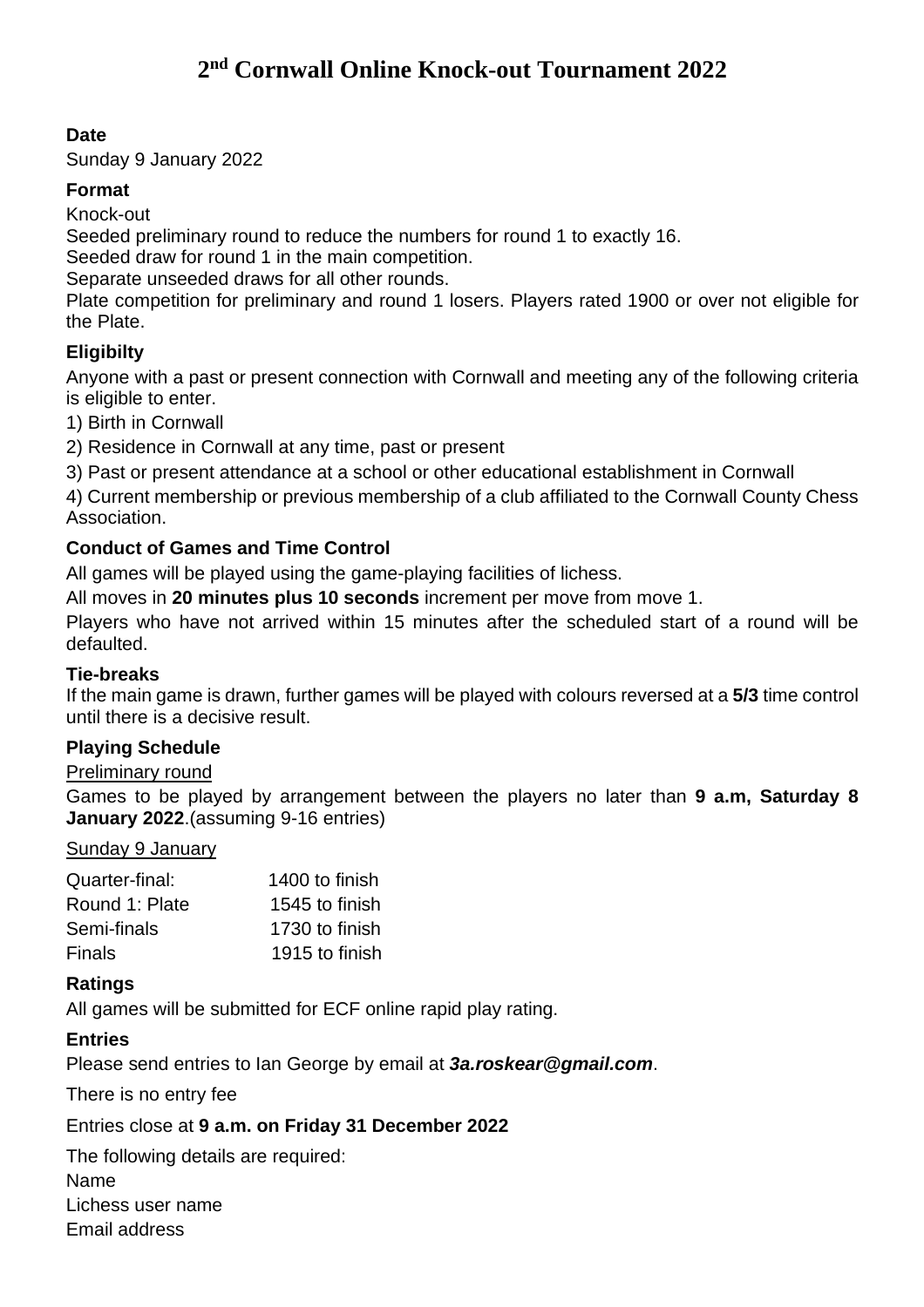# 2nd Cornwall Online Knock-out Tournament 2022

**Date**

Sunday 9 January 2022

**Format**

Knock-out

Seeded preliminary round to reduce the numbers for round 1 to exactly 16.

Seeded draw for round 1 in the main competition.

Separate unseeded draws for all other rounds.

Plate competition for preliminary and round 1 losers. Players rated 1900 or over not eligible for the Plate.

**Eligibilty**

Anyone with a past or present connection with Cornwall and meeting any of the following criteria is eligible to enter.

1) Birth in Cornwall

2) Residence in Cornwall at any time, past or present

3) Past or present attendance at a school or other educational establishment in Cornwall

4) Current membership or previous membership of a club affiliated to the Cornwall County Chess Association.

**Conduct of Games and Time Control**

All games will be played using the game-playing facilities of lichess.

All moves in **20 minutes plus 10 seconds** increment per move from move 1.

Players who have not arrived within 15 minutes after the scheduled start of a round will be defaulted.

**Tie-breaks**

If the main game is drawn, further games will be played with colours reversed at a **5/3** time control until there is a decisive result.

**Playing Schedule**

Preliminary round

Games to be played by arrangement between the players no later than **9 a.m, Saturday 8 January 2022**.(assuming 9-16 entries)

Sunday 9 January

| | |
|---|---|
| Quarter-final: | 1400 to finish |
| Round 1: Plate | 1545 to finish |
| Semi-finals | 1730 to finish |
| Finals | 1915 to finish |

**Ratings**

All games will be submitted for ECF online rapid play rating.

**Entries**

Please send entries to Ian George by email at ***3a.roskear@gmail.com***.

There is no entry fee

Entries close at **9 a.m. on Friday 31 December 2022**

The following details are required:

Name

Lichess user name

Email address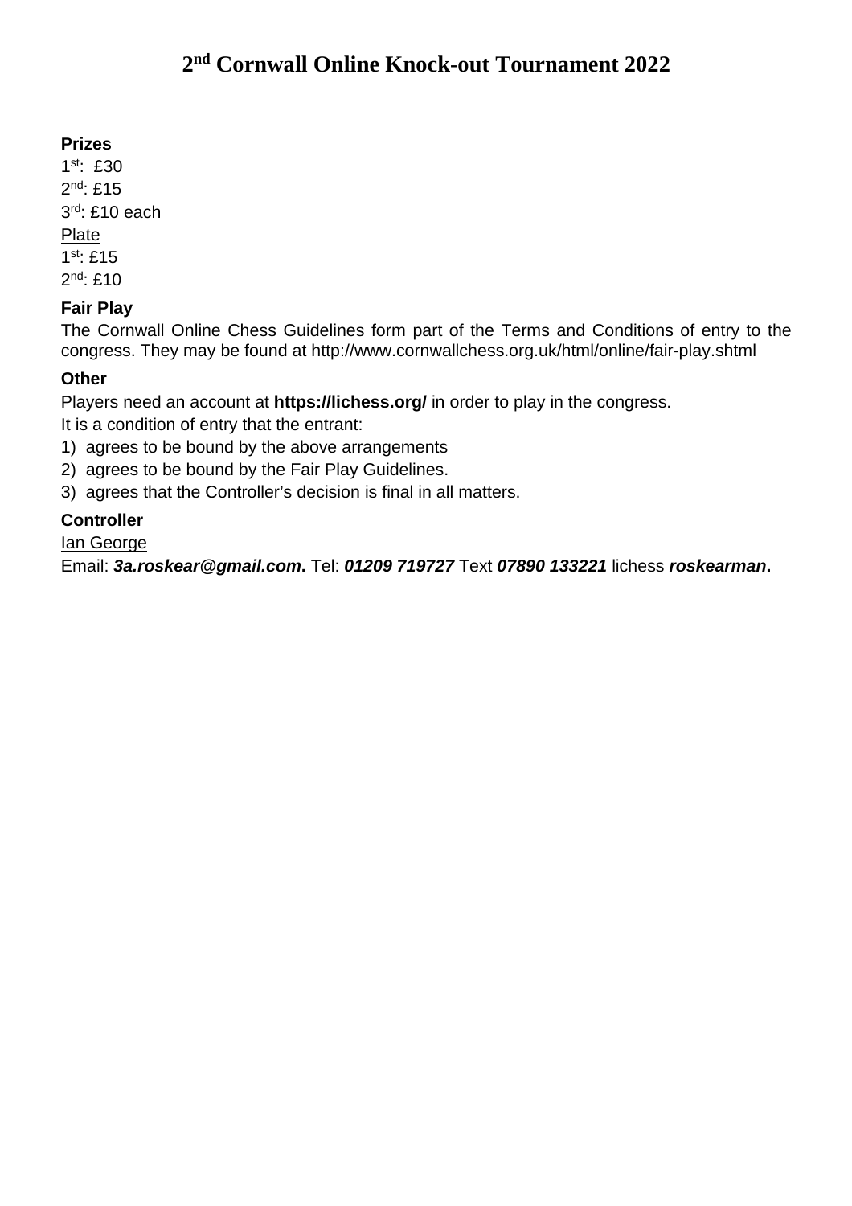# 2nd Cornwall Online Knock-out Tournament 2022

**Prizes**

1st: £30
2nd: £15
3rd: £10 each

Plate

1st: £15
2nd: £10

**Fair Play**

The Cornwall Online Chess Guidelines form part of the Terms and Conditions of entry to the congress. They may be found at http://www.cornwallchess.org.uk/html/online/fair-play.shtml

**Other**

Players need an account at **https://lichess.org/** in order to play in the congress.

It is a condition of entry that the entrant:

1) agrees to be bound by the above arrangements
2) agrees to be bound by the Fair Play Guidelines.
3) agrees that the Controller's decision is final in all matters.

**Controller**

Ian George

Email: ***3a.roskear@gmail.com*.** Tel: ***01209 719727*** Text ***07890 133221*** lichess ***roskearman*.**